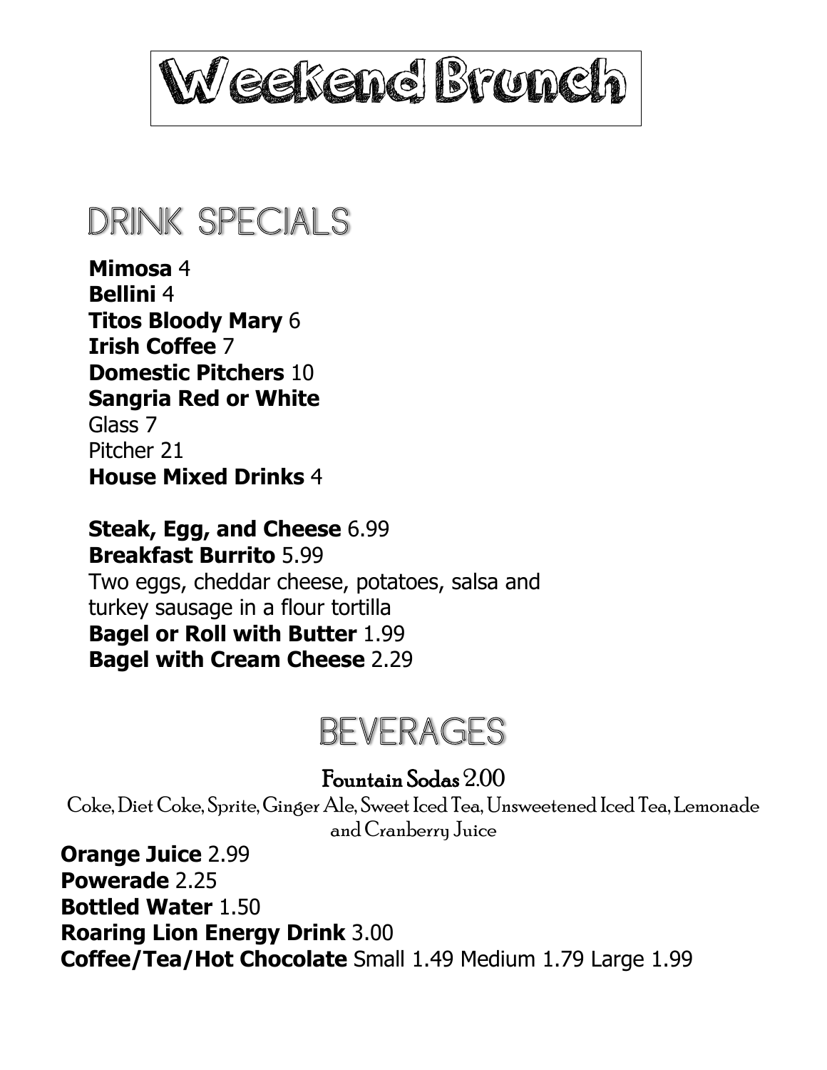# Weekend Brunch

## DRINK SPECIALS

**Mimosa** 4
**Bellini** 4
**Titos Bloody Mary** 6
**Irish Coffee** 7
**Domestic Pitchers** 10
**Sangria Red or White**
Glass 7
Pitcher 21
**House Mixed Drinks** 4

**Steak, Egg, and Cheese** 6.99
**Breakfast Burrito** 5.99
Two eggs, cheddar cheese, potatoes, salsa and turkey sausage in a flour tortilla
**Bagel or Roll with Butter** 1.99
**Bagel with Cream Cheese** 2.29

## BEVERAGES

### Fountain Sodas 2.00

Coke, Diet Coke, Sprite, Ginger Ale, Sweet Iced Tea, Unsweetened Iced Tea, Lemonade and Cranberry Juice

**Orange Juice** 2.99
**Powerade** 2.25
**Bottled Water** 1.50
**Roaring Lion Energy Drink** 3.00
**Coffee/Tea/Hot Chocolate** Small 1.49 Medium 1.79 Large 1.99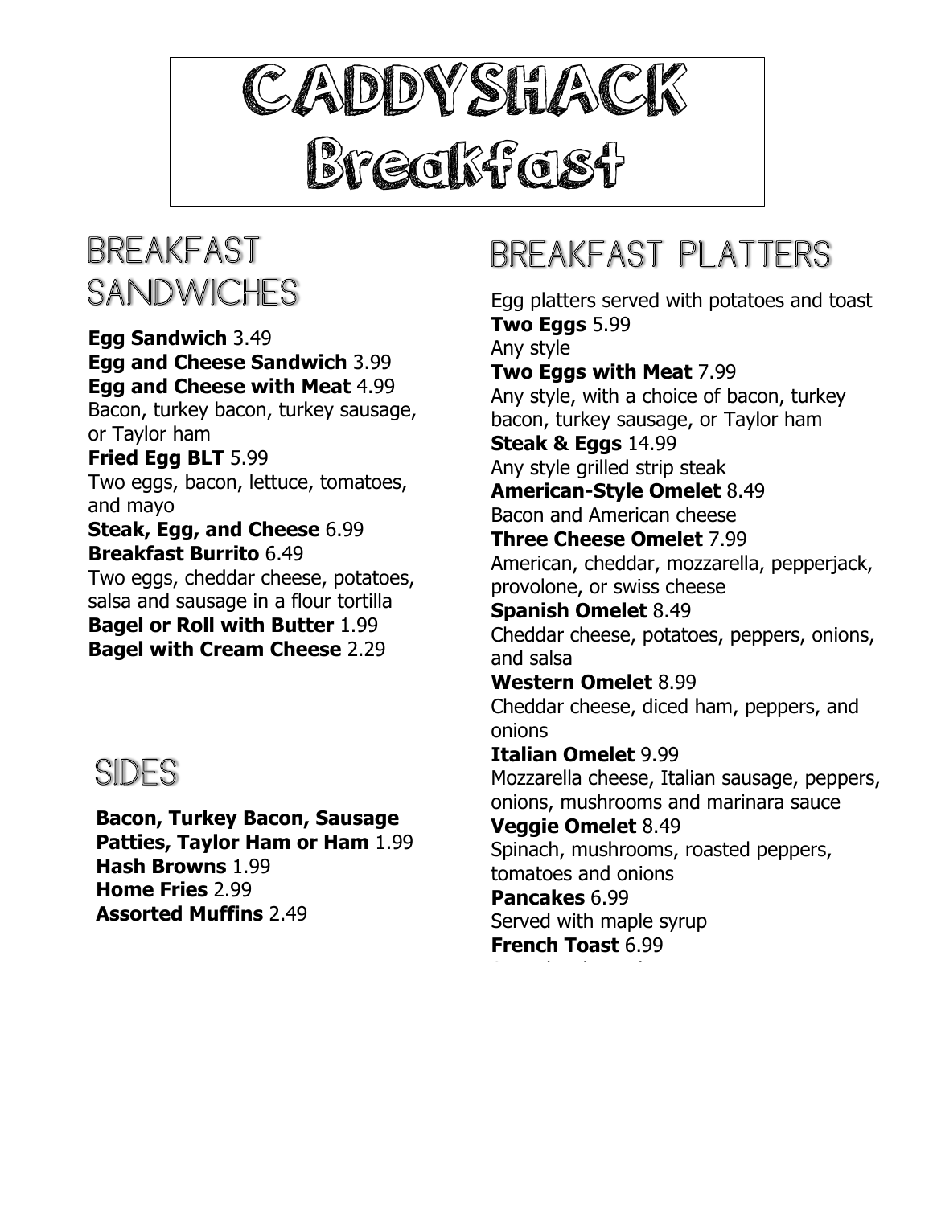# CADDYSHACK Breakfast

## BREAKFAST SANDWICHES

**Egg Sandwich** 3.49
**Egg and Cheese Sandwich** 3.99
**Egg and Cheese with Meat** 4.99
Bacon, turkey bacon, turkey sausage, or Taylor ham
**Fried Egg BLT** 5.99
Two eggs, bacon, lettuce, tomatoes, and mayo
**Steak, Egg, and Cheese** 6.99
**Breakfast Burrito** 6.49
Two eggs, cheddar cheese, potatoes, salsa and sausage in a flour tortilla
**Bagel or Roll with Butter** 1.99
**Bagel with Cream Cheese** 2.29

## SIDES

**Bacon, Turkey Bacon, Sausage Patties, Taylor Ham or Ham** 1.99
**Hash Browns** 1.99
**Home Fries** 2.99
**Assorted Muffins** 2.49

## BREAKFAST PLATTERS

Egg platters served with potatoes and toast
**Two Eggs** 5.99
Any style
**Two Eggs with Meat** 7.99
Any style, with a choice of bacon, turkey bacon, turkey sausage, or Taylor ham
**Steak & Eggs** 14.99
Any style grilled strip steak
**American-Style Omelet** 8.49
Bacon and American cheese
**Three Cheese Omelet** 7.99
American, cheddar, mozzarella, pepperjack, provolone, or swiss cheese
**Spanish Omelet** 8.49
Cheddar cheese, potatoes, peppers, onions, and salsa
**Western Omelet** 8.99
Cheddar cheese, diced ham, peppers, and onions
**Italian Omelet** 9.99
Mozzarella cheese, Italian sausage, peppers, onions, mushrooms and marinara sauce
**Veggie Omelet** 8.49
Spinach, mushrooms, roasted peppers, tomatoes and onions
**Pancakes** 6.99
Served with maple syrup
**French Toast** 6.99